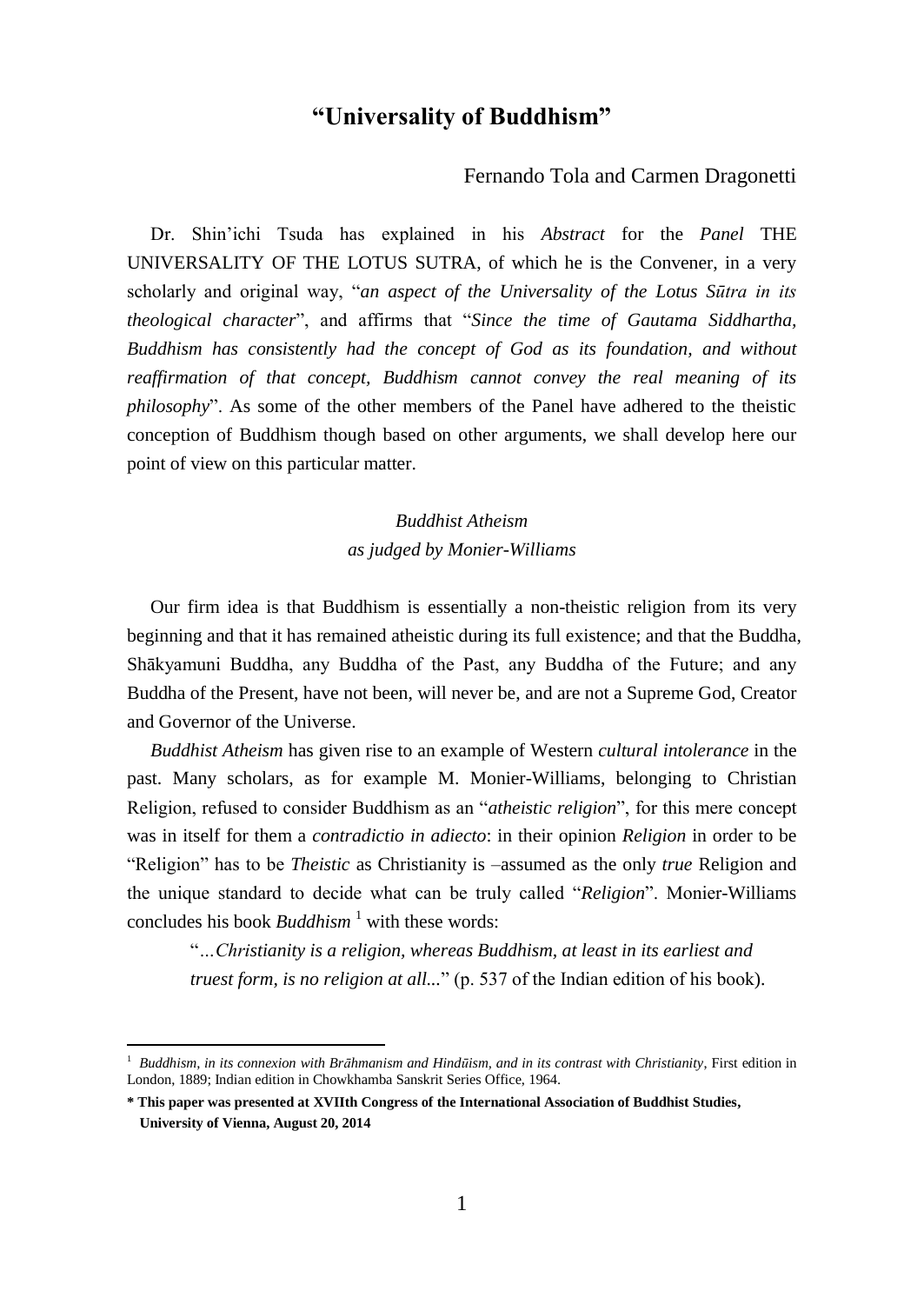# "Universality of Buddhism"

Fernando Tola and Carmen Dragonetti

Dr. Shin'ichi Tsuda has explained in his *Abstract* for the *Panel* THE UNIVERSALITY OF THE LOTUS SUTRA, of which he is the Convener, in a very scholarly and original way, "*an aspect of the Universality of the Lotus Sūtra in its theological character*", and affirms that "*Since the time of Gautama Siddhartha, Buddhism has consistently had the concept of God as its foundation, and without reaffirmation of that concept, Buddhism cannot convey the real meaning of its philosophy*". As some of the other members of the Panel have adhered to the theistic conception of Buddhism though based on other arguments, we shall develop here our point of view on this particular matter.

### *Buddhist Atheism as judged by Monier-Williams*

Our firm idea is that Buddhism is essentially a non-theistic religion from its very beginning and that it has remained atheistic during its full existence; and that the Buddha, Shākyamuni Buddha, any Buddha of the Past, any Buddha of the Future; and any Buddha of the Present, have not been, will never be, and are not a Supreme God, Creator and Governor of the Universe.

*Buddhist Atheism* has given rise to an example of Western *cultural intolerance* in the past. Many scholars, as for example M. Monier-Williams, belonging to Christian Religion, refused to consider Buddhism as an "*atheistic religion*", for this mere concept was in itself for them a *contradictio in adiecto*: in their opinion *Religion* in order to be "Religion" has to be *Theistic* as Christianity is –assumed as the only *true* Religion and the unique standard to decide what can be truly called "*Religion*". Monier-Williams concludes his book *Buddhism* [1] with these words:

> "*…Christianity is a religion, whereas Buddhism, at least in its earliest and truest form, is no religion at all...*" (p. 537 of the Indian edition of his book).

---

[1] *Buddhism, in its connexion with Brāhmanism and Hindūism, and in its contrast with Christianity*, First edition in London, 1889; Indian edition in Chowkhamba Sanskrit Series Office, 1964.

**\* This paper was presented at XVIIth Congress of the International Association of Buddhist Studies, University of Vienna, August 20, 2014**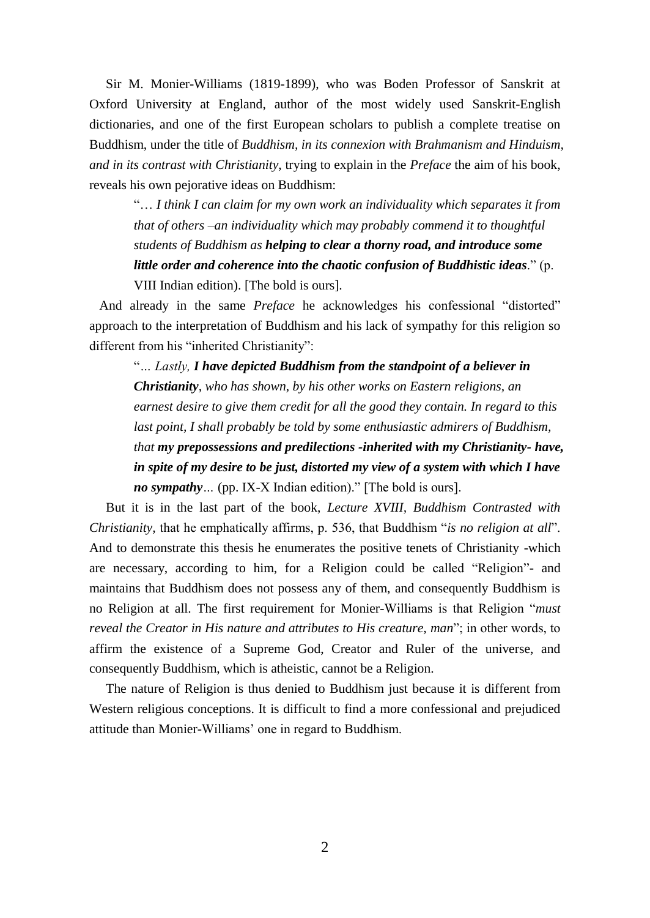Sir M. Monier-Williams (1819-1899), who was Boden Professor of Sanskrit at Oxford University at England, author of the most widely used Sanskrit-English dictionaries, and one of the first European scholars to publish a complete treatise on Buddhism, under the title of *Buddhism, in its connexion with Brahmanism and Hinduism, and in its contrast with Christianity*, trying to explain in the *Preface* the aim of his book, reveals his own pejorative ideas on Buddhism:

> "*… I think I can claim for my own work an individuality which separates it from that of others –an individuality which may probably commend it to thoughtful students of Buddhism as **helping to clear a thorny road, and introduce some little order and coherence into the chaotic confusion of Buddhistic ideas***." (p. VIII Indian edition). [The bold is ours].

And already in the same *Preface* he acknowledges his confessional "distorted" approach to the interpretation of Buddhism and his lack of sympathy for this religion so different from his "inherited Christianity":

> "*… Lastly, **I have depicted Buddhism from the standpoint of a believer in Christianity**, who has shown, by his other works on Eastern religions, an earnest desire to give them credit for all the good they contain. In regard to this last point, I shall probably be told by some enthusiastic admirers of Buddhism, that **my prepossessions and predilections -inherited with my Christianity- have, in spite of my desire to be just, distorted my view of a system with which I have no sympathy**…* (pp. IX-X Indian edition)." [The bold is ours].

But it is in the last part of the book, *Lecture XVIII, Buddhism Contrasted with Christianity*, that he emphatically affirms, p. 536, that Buddhism "*is no religion at all*". And to demonstrate this thesis he enumerates the positive tenets of Christianity -which are necessary, according to him, for a Religion could be called "Religion"- and maintains that Buddhism does not possess any of them, and consequently Buddhism is no Religion at all. The first requirement for Monier-Williams is that Religion "*must reveal the Creator in His nature and attributes to His creature, man*"; in other words, to affirm the existence of a Supreme God, Creator and Ruler of the universe, and consequently Buddhism, which is atheistic, cannot be a Religion.

The nature of Religion is thus denied to Buddhism just because it is different from Western religious conceptions. It is difficult to find a more confessional and prejudiced attitude than Monier-Williams' one in regard to Buddhism.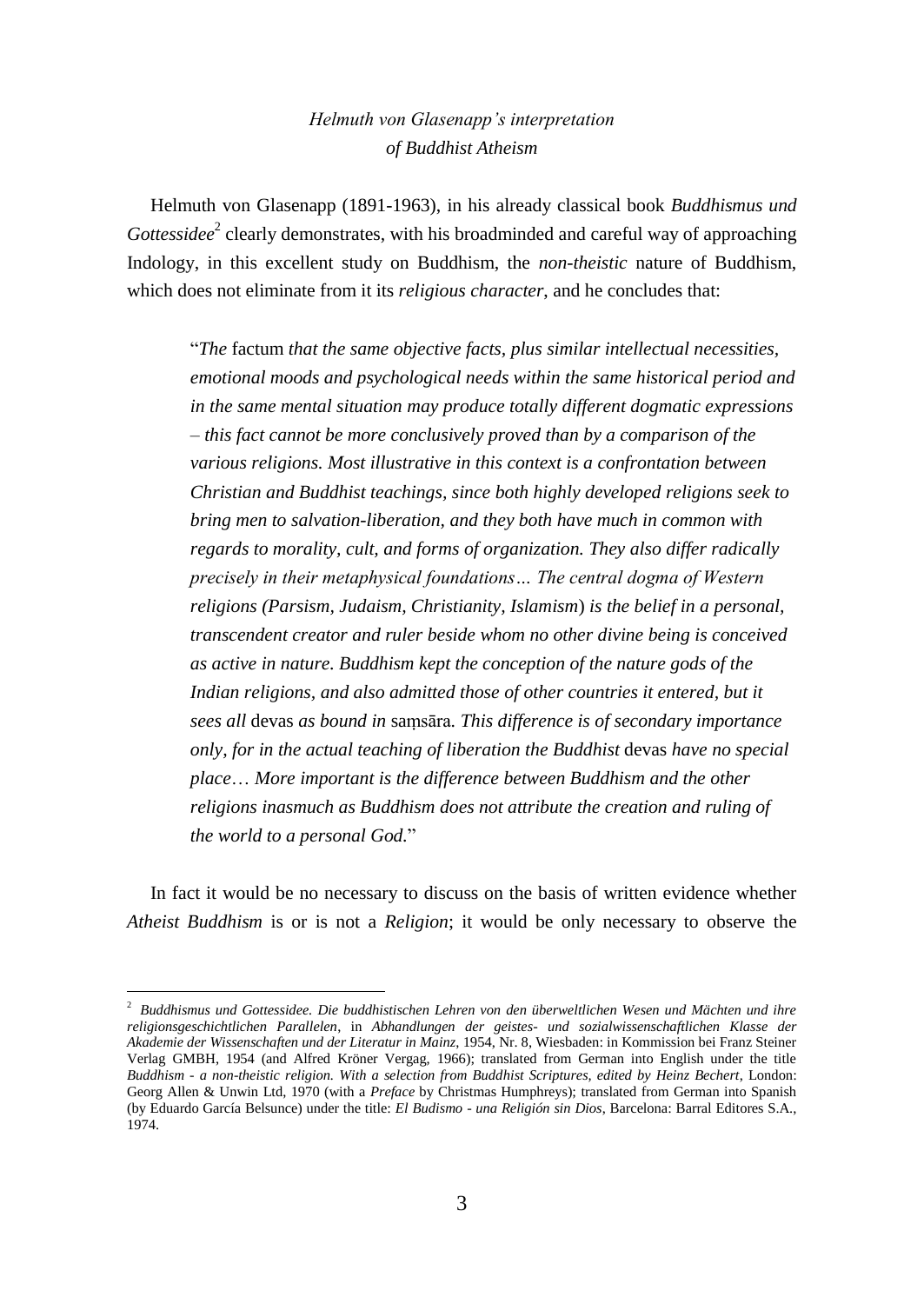## *Helmuth von Glasenapp's interpretation of Buddhist Atheism*

Helmuth von Glasenapp (1891-1963), in his already classical book *Buddhismus und Gottessidee*[2] clearly demonstrates, with his broadminded and careful way of approaching Indology, in this excellent study on Buddhism, the *non-theistic* nature of Buddhism, which does not eliminate from it its *religious character*, and he concludes that:

> "*The* factum *that the same objective facts, plus similar intellectual necessities, emotional moods and psychological needs within the same historical period and in the same mental situation may produce totally different dogmatic expressions – this fact cannot be more conclusively proved than by a comparison of the various religions. Most illustrative in this context is a confrontation between Christian and Buddhist teachings, since both highly developed religions seek to bring men to salvation-liberation, and they both have much in common with regards to morality, cult, and forms of organization. They also differ radically precisely in their metaphysical foundations… The central dogma of Western religions (Parsism, Judaism, Christianity, Islamism*) *is the belief in a personal, transcendent creator and ruler beside whom no other divine being is conceived as active in nature. Buddhism kept the conception of the nature gods of the Indian religions, and also admitted those of other countries it entered, but it sees all* devas *as bound in* saṃsāra*. This difference is of secondary importance only, for in the actual teaching of liberation the Buddhist* devas *have no special place… More important is the difference between Buddhism and the other religions inasmuch as Buddhism does not attribute the creation and ruling of the world to a personal God.*"

In fact it would be no necessary to discuss on the basis of written evidence whether *Atheist Buddhism* is or is not a *Religion*; it would be only necessary to observe the

---

[2] *Buddhismus und Gottessidee. Die buddhistischen Lehren von den überweltlichen Wesen und Mächten und ihre religionsgeschichtlichen Parallelen*, in *Abhandlungen der geistes- und sozialwissenschaftlichen Klasse der Akademie der Wissenschaften und der Literatur in Mainz*, 1954, Nr. 8, Wiesbaden: in Kommission bei Franz Steiner Verlag GMBH, 1954 (and Alfred Kröner Vergag, 1966); translated from German into English under the title *Buddhism - a non-theistic religion. With a selection from Buddhist Scriptures, edited by Heinz Bechert*, London: Georg Allen & Unwin Ltd, 1970 (with a *Preface* by Christmas Humphreys); translated from German into Spanish (by Eduardo García Belsunce) under the title: *El Budismo - una Religión sin Dios*, Barcelona: Barral Editores S.A., 1974.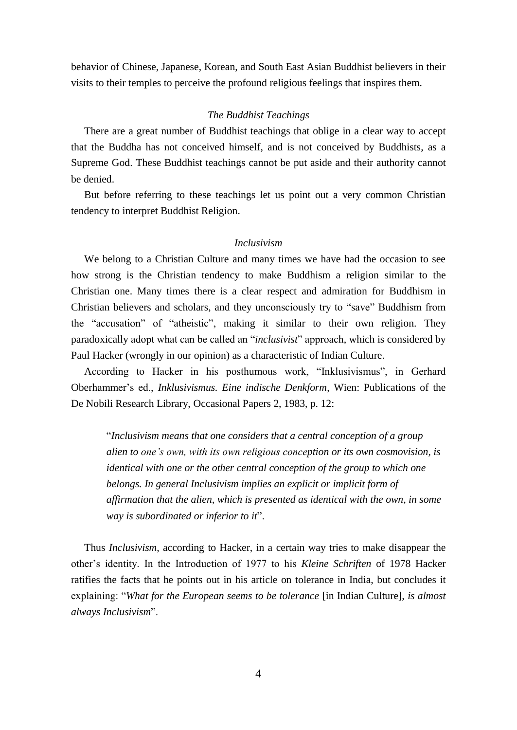behavior of Chinese, Japanese, Korean, and South East Asian Buddhist believers in their visits to their temples to perceive the profound religious feelings that inspires them.

### *The Buddhist Teachings*

There are a great number of Buddhist teachings that oblige in a clear way to accept that the Buddha has not conceived himself, and is not conceived by Buddhists, as a Supreme God. These Buddhist teachings cannot be put aside and their authority cannot be denied.

But before referring to these teachings let us point out a very common Christian tendency to interpret Buddhist Religion.

### *Inclusivism*

We belong to a Christian Culture and many times we have had the occasion to see how strong is the Christian tendency to make Buddhism a religion similar to the Christian one. Many times there is a clear respect and admiration for Buddhism in Christian believers and scholars, and they unconsciously try to "save" Buddhism from the "accusation" of "atheistic", making it similar to their own religion. They paradoxically adopt what can be called an "*inclusivist*" approach, which is considered by Paul Hacker (wrongly in our opinion) as a characteristic of Indian Culture.

According to Hacker in his posthumous work, "Inklusivismus", in Gerhard Oberhammer's ed., *Inklusivismus. Eine indische Denkform*, Wien: Publications of the De Nobili Research Library, Occasional Papers 2, 1983, p. 12:

> "*Inclusivism means that one considers that a central conception of a group alien to one's own, with its own religious conception or its own cosmovision, is identical with one or the other central conception of the group to which one belongs. In general Inclusivism implies an explicit or implicit form of affirmation that the alien, which is presented as identical with the own, in some way is subordinated or inferior to it*".

Thus *Inclusivism*, according to Hacker, in a certain way tries to make disappear the other's identity. In the Introduction of 1977 to his *Kleine Schriften* of 1978 Hacker ratifies the facts that he points out in his article on tolerance in India, but concludes it explaining: "*What for the European seems to be tolerance* [in Indian Culture], *is almost always Inclusivism*".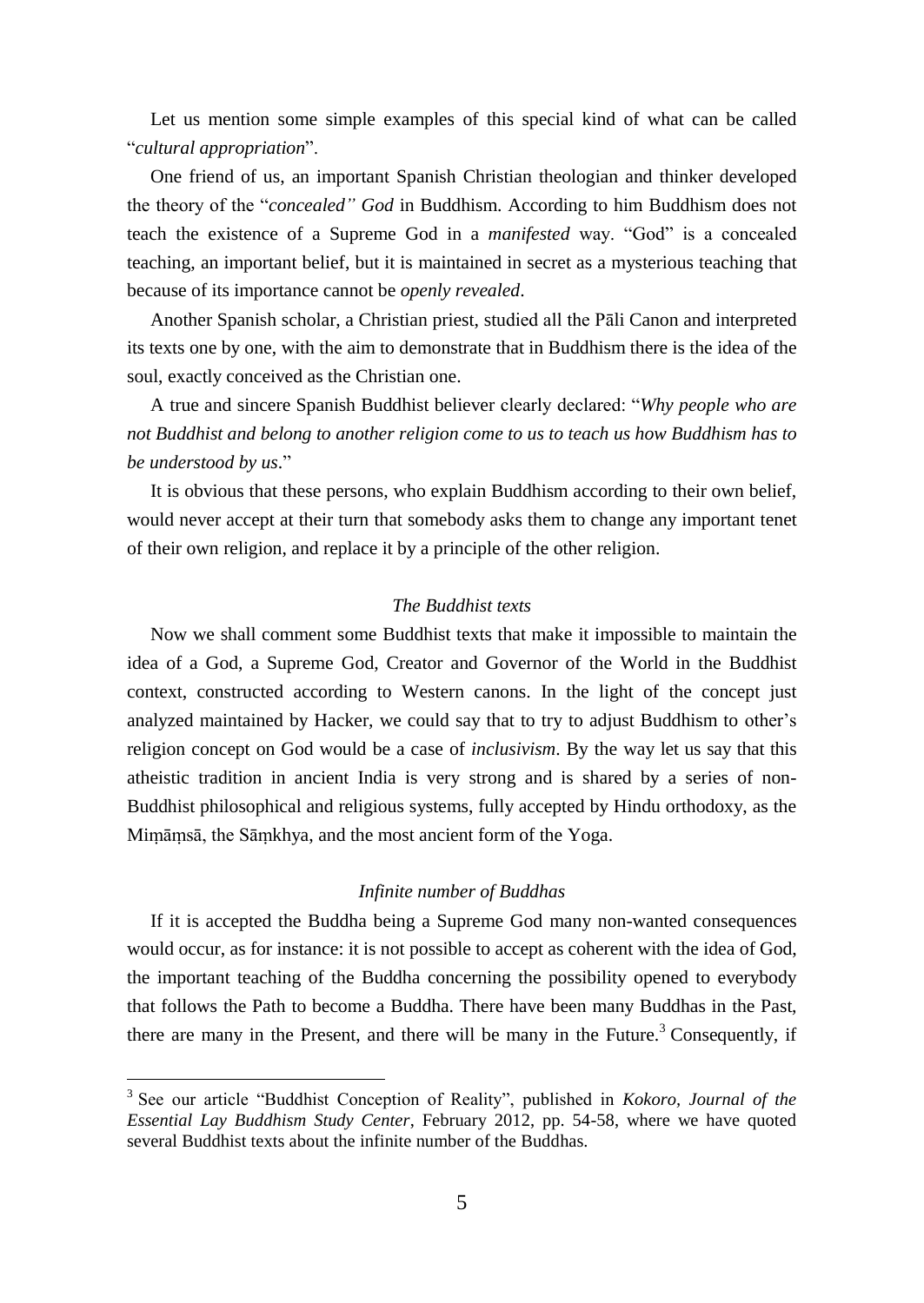Let us mention some simple examples of this special kind of what can be called "*cultural appropriation*".

One friend of us, an important Spanish Christian theologian and thinker developed the theory of the "*concealed" God* in Buddhism. According to him Buddhism does not teach the existence of a Supreme God in a *manifested* way. "God" is a concealed teaching, an important belief, but it is maintained in secret as a mysterious teaching that because of its importance cannot be *openly revealed*.

Another Spanish scholar, a Christian priest, studied all the Pāli Canon and interpreted its texts one by one, with the aim to demonstrate that in Buddhism there is the idea of the soul, exactly conceived as the Christian one.

A true and sincere Spanish Buddhist believer clearly declared: "*Why people who are not Buddhist and belong to another religion come to us to teach us how Buddhism has to be understood by us*."

It is obvious that these persons, who explain Buddhism according to their own belief, would never accept at their turn that somebody asks them to change any important tenet of their own religion, and replace it by a principle of the other religion.

### *The Buddhist texts*

Now we shall comment some Buddhist texts that make it impossible to maintain the idea of a God, a Supreme God, Creator and Governor of the World in the Buddhist context, constructed according to Western canons. In the light of the concept just analyzed maintained by Hacker, we could say that to try to adjust Buddhism to other's religion concept on God would be a case of *inclusivism*. By the way let us say that this atheistic tradition in ancient India is very strong and is shared by a series of non-Buddhist philosophical and religious systems, fully accepted by Hindu orthodoxy, as the Miṃāṃsā, the Sāṃkhya, and the most ancient form of the Yoga.

### *Infinite number of Buddhas*

If it is accepted the Buddha being a Supreme God many non-wanted consequences would occur, as for instance: it is not possible to accept as coherent with the idea of God, the important teaching of the Buddha concerning the possibility opened to everybody that follows the Path to become a Buddha. There have been many Buddhas in the Past, there are many in the Present, and there will be many in the Future.[3] Consequently, if

---

[3] See our article "Buddhist Conception of Reality", published in *Kokoro, Journal of the Essential Lay Buddhism Study Center*, February 2012, pp. 54-58, where we have quoted several Buddhist texts about the infinite number of the Buddhas.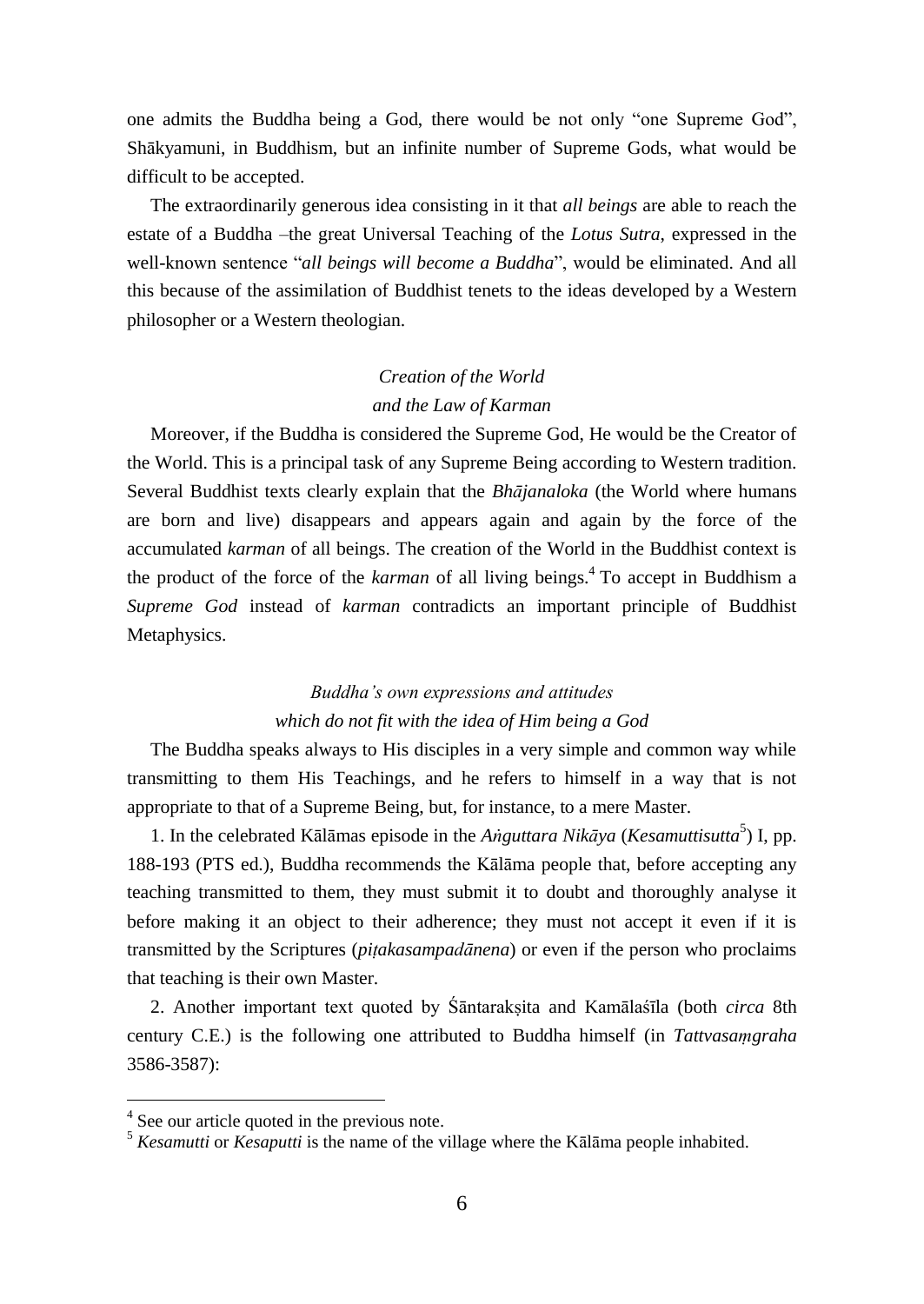one admits the Buddha being a God, there would be not only "one Supreme God", Shākyamuni, in Buddhism, but an infinite number of Supreme Gods, what would be difficult to be accepted.

The extraordinarily generous idea consisting in it that *all beings* are able to reach the estate of a Buddha –the great Universal Teaching of the *Lotus Sutra*, expressed in the well-known sentence "*all beings will become a Buddha*", would be eliminated. And all this because of the assimilation of Buddhist tenets to the ideas developed by a Western philosopher or a Western theologian.

### *Creation of the World and the Law of Karman*

Moreover, if the Buddha is considered the Supreme God, He would be the Creator of the World. This is a principal task of any Supreme Being according to Western tradition. Several Buddhist texts clearly explain that the *Bhājanaloka* (the World where humans are born and live) disappears and appears again and again by the force of the accumulated *karman* of all beings. The creation of the World in the Buddhist context is the product of the force of the *karman* of all living beings.[4] To accept in Buddhism a *Supreme God* instead of *karman* contradicts an important principle of Buddhist Metaphysics.

### *Buddha's own expressions and attitudes which do not fit with the idea of Him being a God*

The Buddha speaks always to His disciples in a very simple and common way while transmitting to them His Teachings, and he refers to himself in a way that is not appropriate to that of a Supreme Being, but, for instance, to a mere Master.

1. In the celebrated Kālāmas episode in the *Aṅguttara Nikāya* (*Kesamuttisutta*[5]) I, pp. 188-193 (PTS ed.), Buddha recommends the Kālāma people that, before accepting any teaching transmitted to them, they must submit it to doubt and thoroughly analyse it before making it an object to their adherence; they must not accept it even if it is transmitted by the Scriptures (*piṭakasampadānena*) or even if the person who proclaims that teaching is their own Master.

2. Another important text quoted by Śāntarakṣita and Kamālaśīla (both *circa* 8th century C.E.) is the following one attributed to Buddha himself (in *Tattvasaṃgraha* 3586-3587):

---

[4] See our article quoted in the previous note.

[5] *Kesamutti* or *Kesaputti* is the name of the village where the Kālāma people inhabited.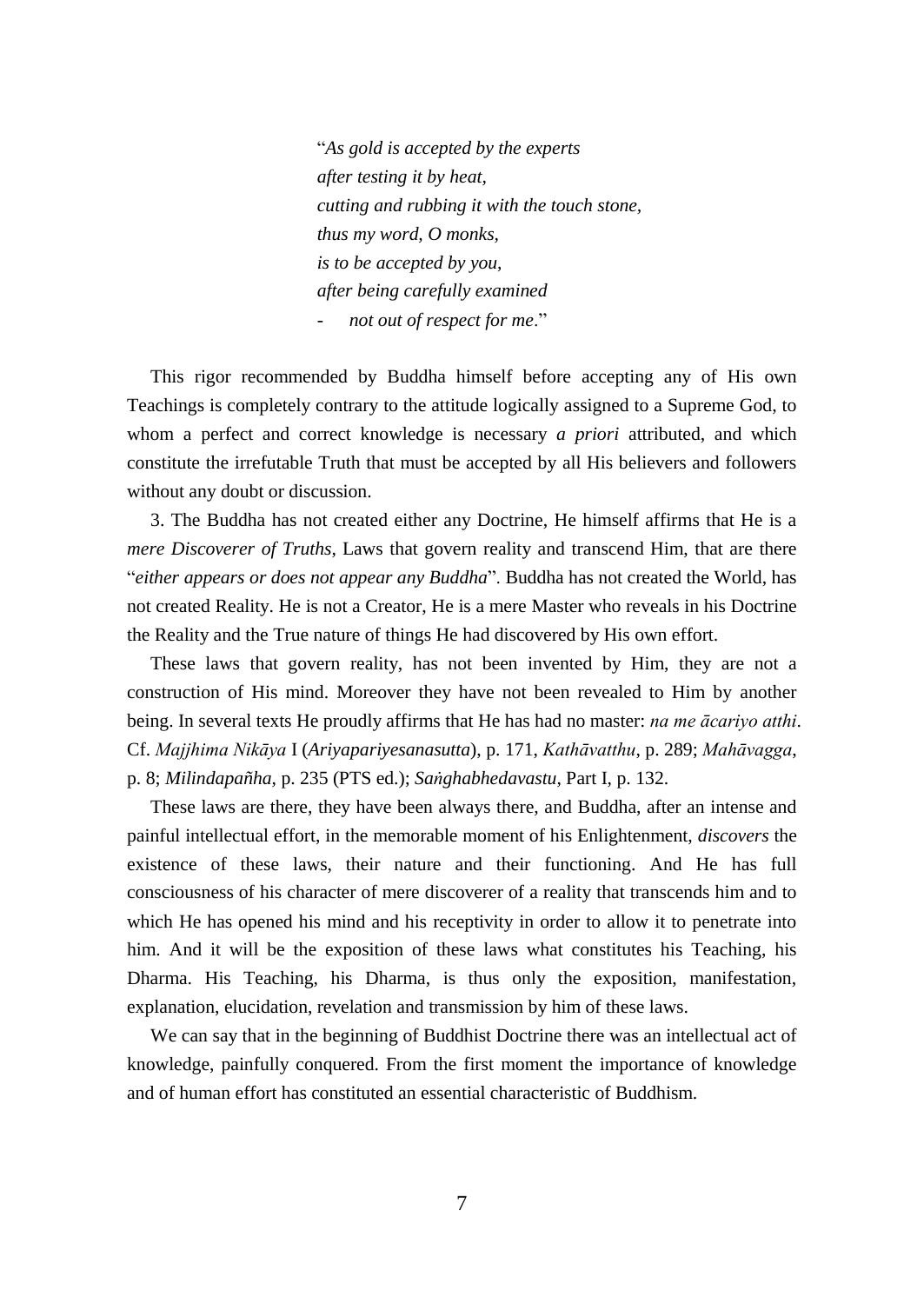"*As gold is accepted by the experts*
*after testing it by heat,*
*cutting and rubbing it with the touch stone,*
*thus my word, O monks,*
*is to be accepted by you,*
*after being carefully examined*
- *not out of respect for me*."

This rigor recommended by Buddha himself before accepting any of His own Teachings is completely contrary to the attitude logically assigned to a Supreme God, to whom a perfect and correct knowledge is necessary *a priori* attributed, and which constitute the irrefutable Truth that must be accepted by all His believers and followers without any doubt or discussion.

3. The Buddha has not created either any Doctrine, He himself affirms that He is a *mere Discoverer of Truths*, Laws that govern reality and transcend Him, that are there "*either appears or does not appear any Buddha*". Buddha has not created the World, has not created Reality. He is not a Creator, He is a mere Master who reveals in his Doctrine the Reality and the True nature of things He had discovered by His own effort.

These laws that govern reality, has not been invented by Him, they are not a construction of His mind. Moreover they have not been revealed to Him by another being. In several texts He proudly affirms that He has had no master: *na me ācariyo atthi*. Cf. *Majjhima Nikāya* I (*Ariyapariyesanasutta*), p. 171, *Kathāvatthu*, p. 289; *Mahāvagga*, p. 8; *Milindapañha*, p. 235 (PTS ed.); *Saṅghabhedavastu*, Part I, p. 132.

These laws are there, they have been always there, and Buddha, after an intense and painful intellectual effort, in the memorable moment of his Enlightenment, *discovers* the existence of these laws, their nature and their functioning. And He has full consciousness of his character of mere discoverer of a reality that transcends him and to which He has opened his mind and his receptivity in order to allow it to penetrate into him. And it will be the exposition of these laws what constitutes his Teaching, his Dharma. His Teaching, his Dharma, is thus only the exposition, manifestation, explanation, elucidation, revelation and transmission by him of these laws.

We can say that in the beginning of Buddhist Doctrine there was an intellectual act of knowledge, painfully conquered. From the first moment the importance of knowledge and of human effort has constituted an essential characteristic of Buddhism.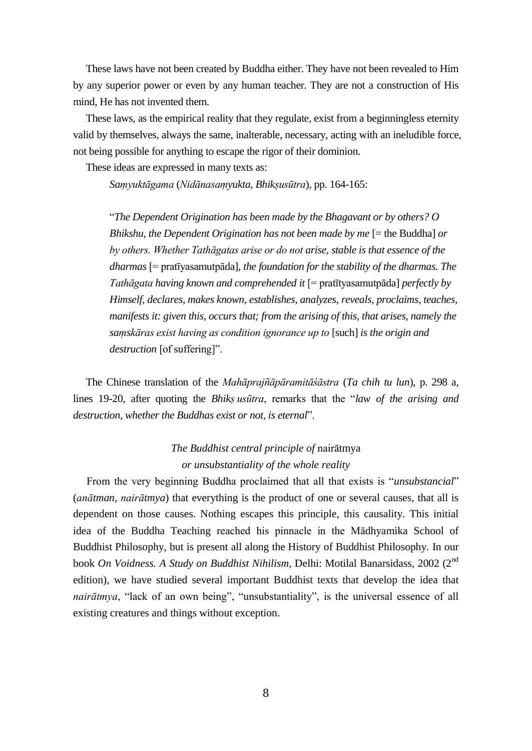These laws have not been created by Buddha either. They have not been revealed to Him by any superior power or even by any human teacher. They are not a construction of His mind, He has not invented them.

These laws, as the empirical reality that they regulate, exist from a beginningless eternity valid by themselves, always the same, inalterable, necessary, acting with an ineludible force, not being possible for anything to escape the rigor of their dominion.

These ideas are expressed in many texts as:

> *Saṃyuktāgama* (*Nidānasaṃyukta, Bhikṣusūtra*), pp. 164-165:
>
> "*The Dependent Origination has been made by the Bhagavant or by others? O Bhikshu, the Dependent Origination has not been made by me* [= the Buddha] *or by others. Whether Tathāgatas arise or do not arise, stable is that essence of the dharmas* [= pratīyasamutpāda], *the foundation for the stability of the dharmas. The Tathāgata having known and comprehended it* [= pratītyasamutpāda] *perfectly by Himself, declares, makes known, establishes, analyzes, reveals, proclaims, teaches, manifests it: given this, occurs that; from the arising of this, that arises, namely the saṃskāras exist having as condition ignorance up to* [such] *is the origin and destruction* [of suffering]".

The Chinese translation of the *Mahāprajñāpāramitāśāstra* (*Ta chih tu lun*), p. 298 a, lines 19-20, after quoting the *Bhikṣ usūtra*, remarks that the "*law of the arising and destruction, whether the Buddhas exist or not, is eternal*".

### *The Buddhist central principle of* nairātmya *or unsubstantiality of the whole reality*

From the very beginning Buddha proclaimed that all that exists is "*unsubstancial*" (*anātman*, *nairātmya*) that everything is the product of one or several causes, that all is dependent on those causes. Nothing escapes this principle, this causality. This initial idea of the Buddha Teaching reached his pinnacle in the Mādhyamika School of Buddhist Philosophy, but is present all along the History of Buddhist Philosophy. In our book *On Voidness. A Study on Buddhist Nihilism*, Delhi: Motilal Banarsidass, 2002 (2nd edition), we have studied several important Buddhist texts that develop the idea that *nairātmya*, "lack of an own being", "unsubstantiality", is the universal essence of all existing creatures and things without exception.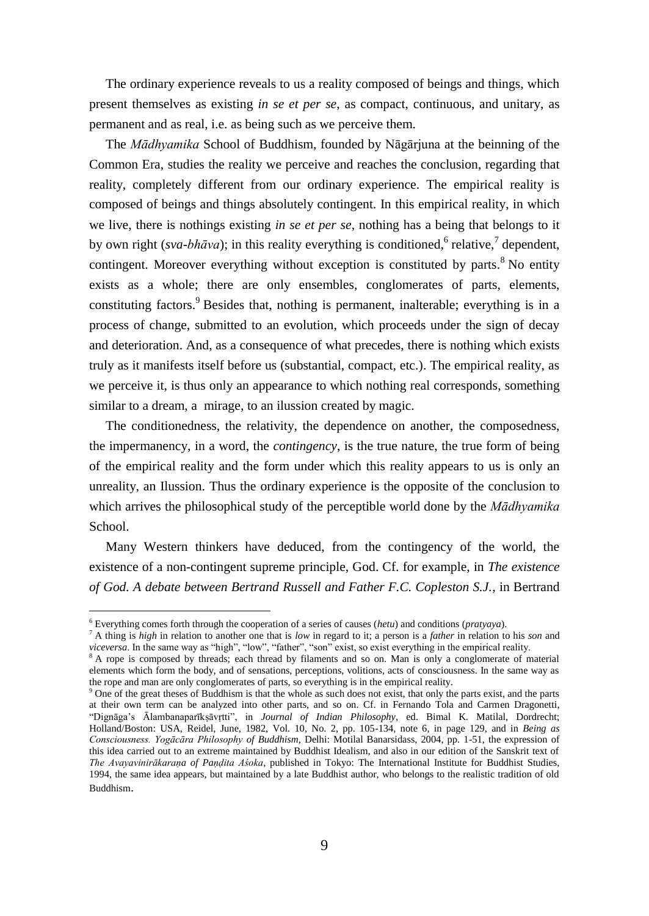The ordinary experience reveals to us a reality composed of beings and things, which present themselves as existing *in se et per se*, as compact, continuous, and unitary, as permanent and as real, i.e. as being such as we perceive them.

The *Mādhyamika* School of Buddhism, founded by Nāgārjuna at the beinning of the Common Era, studies the reality we perceive and reaches the conclusion, regarding that reality, completely different from our ordinary experience. The empirical reality is composed of beings and things absolutely contingent. In this empirical reality, in which we live, there is nothings existing *in se et per se*, nothing has a being that belongs to it by own right (*sva-bhāva*); in this reality everything is conditioned,[6] relative,[7] dependent, contingent. Moreover everything without exception is constituted by parts.[8] No entity exists as a whole; there are only ensembles, conglomerates of parts, elements, constituting factors.[9] Besides that, nothing is permanent, inalterable; everything is in a process of change, submitted to an evolution, which proceeds under the sign of decay and deterioration. And, as a consequence of what precedes, there is nothing which exists truly as it manifests itself before us (substantial, compact, etc.). The empirical reality, as we perceive it, is thus only an appearance to which nothing real corresponds, something similar to a dream, a mirage, to an ilussion created by magic.

The conditionedness, the relativity, the dependence on another, the composedness, the impermanency, in a word, the *contingency*, is the true nature, the true form of being of the empirical reality and the form under which this reality appears to us is only an unreality, an Ilussion. Thus the ordinary experience is the opposite of the conclusion to which arrives the philosophical study of the perceptible world done by the *Mādhyamika* School.

Many Western thinkers have deduced, from the contingency of the world, the existence of a non-contingent supreme principle, God. Cf. for example, in *The existence of God. A debate between Bertrand Russell and Father F.C. Copleston S.J.*, in Bertrand

---

[6] Everything comes forth through the cooperation of a series of causes (*hetu*) and conditions (*pratyaya*).

[7] A thing is *high* in relation to another one that is *low* in regard to it; a person is a *father* in relation to his *son* and *viceversa*. In the same way as "high", "low", "father", "son" exist, so exist everything in the empirical reality.

[8] A rope is composed by threads; each thread by filaments and so on. Man is only a conglomerate of material elements which form the body, and of sensations, perceptions, volitions, acts of consciousness. In the same way as the rope and man are only conglomerates of parts, so everything is in the empirical reality.

[9] One of the great theses of Buddhism is that the whole as such does not exist, that only the parts exist, and the parts at their own term can be analyzed into other parts, and so on. Cf. in Fernando Tola and Carmen Dragonetti, "Dignāga's Ālambanaparīkṣāvṛtti", in *Journal of Indian Philosophy*, ed. Bimal K. Matilal, Dordrecht; Holland/Boston: USA, Reidel, June, 1982, Vol. 10, No. 2, pp. 105-134, note 6, in page 129, and in *Being as Consciousness. Yogācāra Philosophy of Buddhism*, Delhi: Motilal Banarsidass, 2004, pp. 1-51, the expression of this idea carried out to an extreme maintained by Buddhist Idealism, and also in our edition of the Sanskrit text of *The Avayavinirākaraṇa of Paṇḍita Aśoka*, published in Tokyo: The International Institute for Buddhist Studies, 1994, the same idea appears, but maintained by a late Buddhist author, who belongs to the realistic tradition of old Buddhism.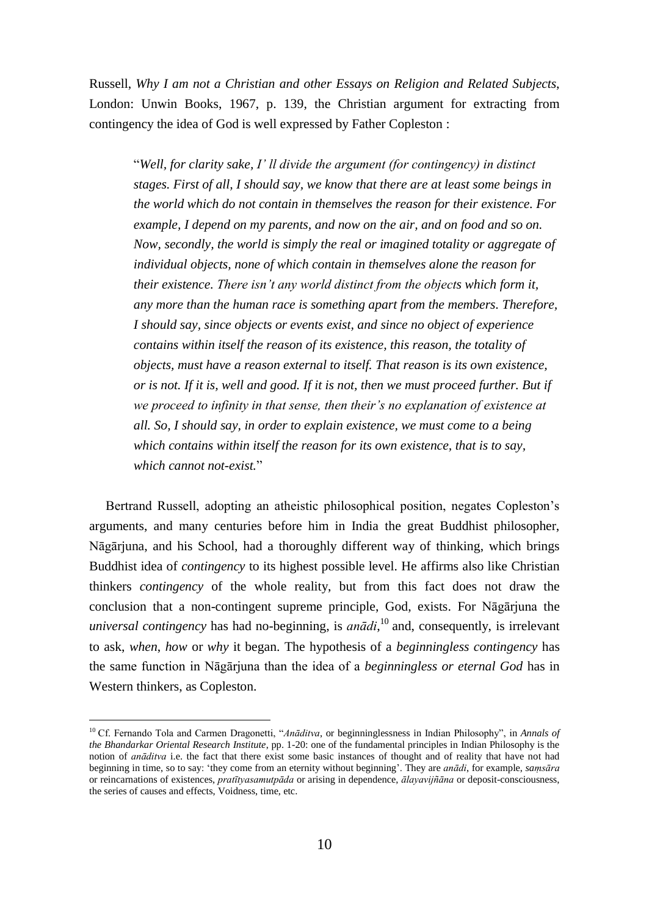Russell, *Why I am not a Christian and other Essays on Religion and Related Subjects*, London: Unwin Books, 1967, p. 139, the Christian argument for extracting from contingency the idea of God is well expressed by Father Copleston :

> "*Well, for clarity sake, I' ll divide the argument (for contingency) in distinct stages. First of all, I should say, we know that there are at least some beings in the world which do not contain in themselves the reason for their existence. For example, I depend on my parents, and now on the air, and on food and so on. Now, secondly, the world is simply the real or imagined totality or aggregate of individual objects, none of which contain in themselves alone the reason for their existence. There isn't any world distinct from the objects which form it, any more than the human race is something apart from the members. Therefore, I should say, since objects or events exist, and since no object of experience contains within itself the reason of its existence, this reason, the totality of objects, must have a reason external to itself. That reason is its own existence, or is not. If it is, well and good. If it is not, then we must proceed further. But if we proceed to infinity in that sense, then their's no explanation of existence at all. So, I should say, in order to explain existence, we must come to a being which contains within itself the reason for its own existence, that is to say, which cannot not-exist.*"

Bertrand Russell, adopting an atheistic philosophical position, negates Copleston's arguments, and many centuries before him in India the great Buddhist philosopher, Nāgārjuna, and his School, had a thoroughly different way of thinking, which brings Buddhist idea of *contingency* to its highest possible level. He affirms also like Christian thinkers *contingency* of the whole reality, but from this fact does not draw the conclusion that a non-contingent supreme principle, God, exists. For Nāgārjuna the *universal contingency* has had no-beginning, is *anādi*,[10] and, consequently, is irrelevant to ask, *when*, *how* or *why* it began. The hypothesis of a *beginningless contingency* has the same function in Nāgārjuna than the idea of a *beginningless or eternal God* has in Western thinkers, as Copleston.

---

[10] Cf. Fernando Tola and Carmen Dragonetti, "*Anāditva*, or beginninglessness in Indian Philosophy", in *Annals of the Bhandarkar Oriental Research Institute*, pp. 1-20: one of the fundamental principles in Indian Philosophy is the notion of *anāditva* i.e. the fact that there exist some basic instances of thought and of reality that have not had beginning in time, so to say: 'they come from an eternity without beginning'. They are *anādi*, for example, *saṃsāra* or reincarnations of existences, *pratītyasamutpāda* or arising in dependence, *ālayavijñāna* or deposit-consciousness, the series of causes and effects, Voidness, time, etc.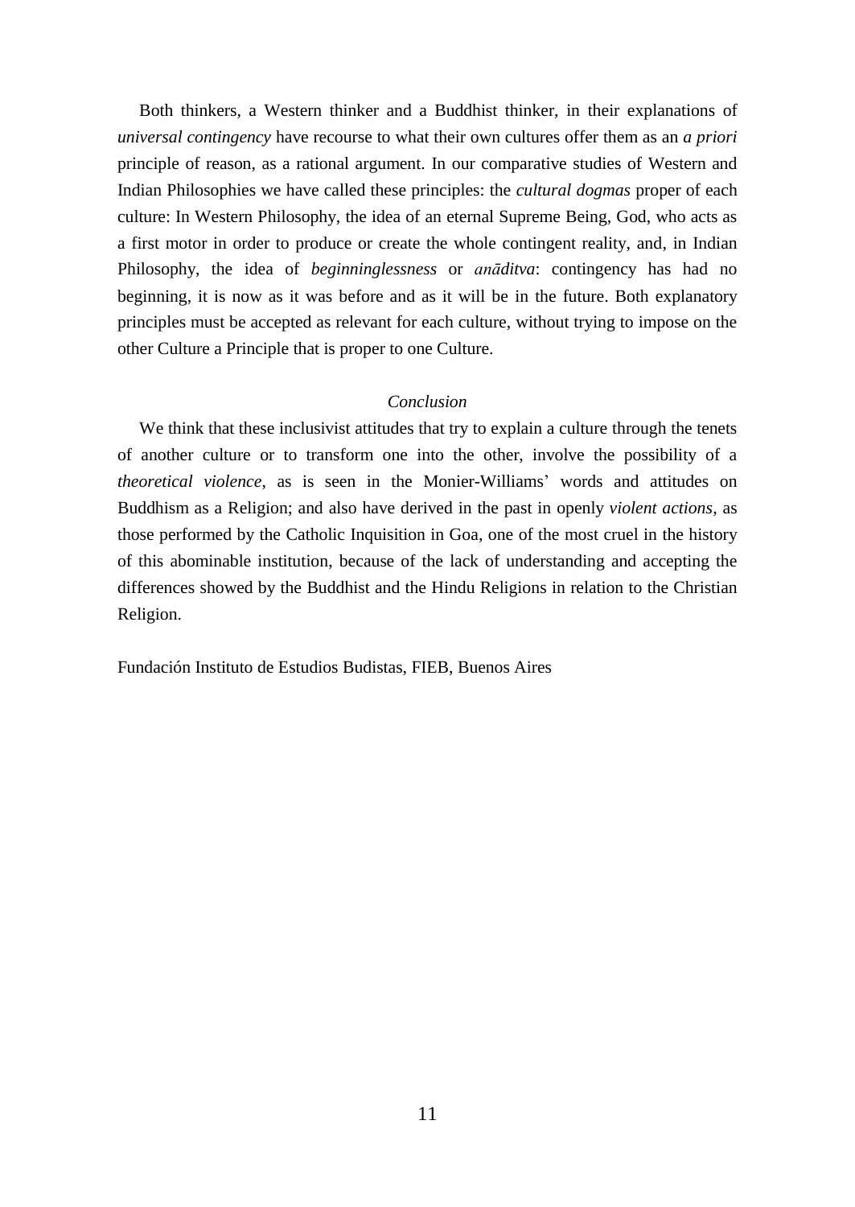Both thinkers, a Western thinker and a Buddhist thinker, in their explanations of *universal contingency* have recourse to what their own cultures offer them as an *a priori* principle of reason, as a rational argument. In our comparative studies of Western and Indian Philosophies we have called these principles: the *cultural dogmas* proper of each culture: In Western Philosophy, the idea of an eternal Supreme Being, God, who acts as a first motor in order to produce or create the whole contingent reality, and, in Indian Philosophy, the idea of *beginninglessness* or *anāditva*: contingency has had no beginning, it is now as it was before and as it will be in the future. Both explanatory principles must be accepted as relevant for each culture, without trying to impose on the other Culture a Principle that is proper to one Culture.

## *Conclusion*

We think that these inclusivist attitudes that try to explain a culture through the tenets of another culture or to transform one into the other, involve the possibility of a *theoretical violence*, as is seen in the Monier-Williams' words and attitudes on Buddhism as a Religion; and also have derived in the past in openly *violent actions*, as those performed by the Catholic Inquisition in Goa, one of the most cruel in the history of this abominable institution, because of the lack of understanding and accepting the differences showed by the Buddhist and the Hindu Religions in relation to the Christian Religion.

Fundación Instituto de Estudios Budistas, FIEB, Buenos Aires